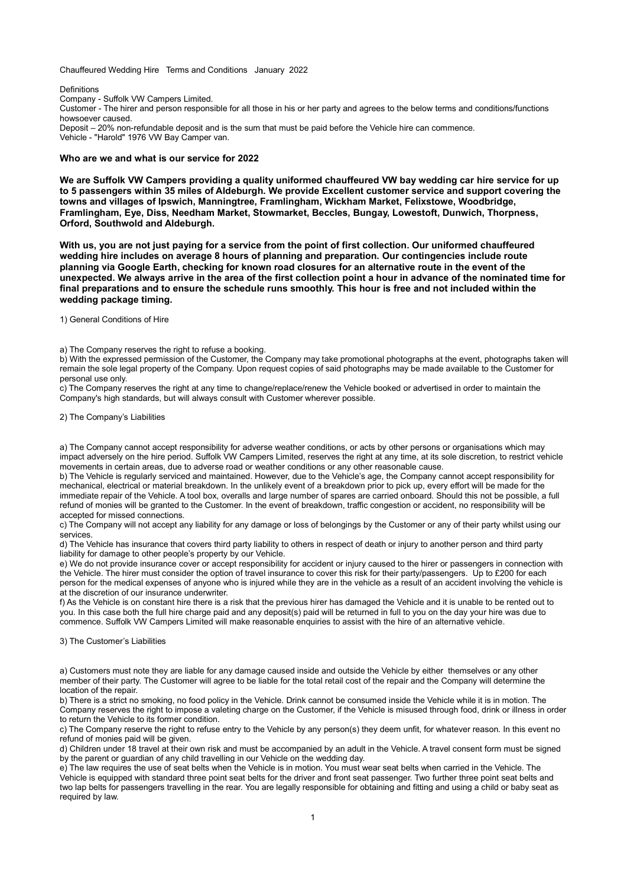Chauffeured Wedding Hire Terms and Conditions January 2022

Definitions

Company - Suffolk VW Campers Limited.

Customer - The hirer and person responsible for all those in his or her party and agrees to the below terms and conditions/functions howsoever caused.

Deposit – 20% non-refundable deposit and is the sum that must be paid before the Vehicle hire can commence.

Vehicle - "Harold" 1976 VW Bay Camper van.

**Who are we and what is our service for 2022**

**We are Suffolk VW Campers providing a quality uniformed chauffeured VW bay wedding car hire service for up to 5 passengers within 35 miles of Aldeburgh. We provide Excellent customer service and support covering the towns and villages of Ipswich, Manningtree, Framlingham, Wickham Market, Felixstowe, Woodbridge, Framlingham, Eye, Diss, Needham Market, Stowmarket, Beccles, Bungay, Lowestoft, Dunwich, Thorpness, Orford, Southwold and Aldeburgh.**

**With us, you are not just paying for a service from the point of first collection. Our uniformed chauffeured wedding hire includes on average 8 hours of planning and preparation. Our contingencies include route planning via Google Earth, checking for known road closures for an alternative route in the event of the unexpected. We always arrive in the area of the first collection point a hour in advance of the nominated time for final preparations and to ensure the schedule runs smoothly. This hour is free and not included within the wedding package timing.**

1) General Conditions of Hire

a) The Company reserves the right to refuse a booking.

b) With the expressed permission of the Customer, the Company may take promotional photographs at the event, photographs taken will remain the sole legal property of the Company. Upon request copies of said photographs may be made available to the Customer for personal use only.

c) The Company reserves the right at any time to change/replace/renew the Vehicle booked or advertised in order to maintain the Company's high standards, but will always consult with Customer wherever possible.

2) The Company's Liabilities

a) The Company cannot accept responsibility for adverse weather conditions, or acts by other persons or organisations which may impact adversely on the hire period. Suffolk VW Campers Limited, reserves the right at any time, at its sole discretion, to restrict vehicle movements in certain areas, due to adverse road or weather conditions or any other reasonable cause.

b) The Vehicle is regularly serviced and maintained. However, due to the Vehicle's age, the Company cannot accept responsibility for mechanical, electrical or material breakdown. In the unlikely event of a breakdown prior to pick up, every effort will be made for the immediate repair of the Vehicle. A tool box, overalls and large number of spares are carried onboard. Should this not be possible, a full refund of monies will be granted to the Customer. In the event of breakdown, traffic congestion or accident, no responsibility will be accepted for missed connections.

c) The Company will not accept any liability for any damage or loss of belongings by the Customer or any of their party whilst using our services.

d) The Vehicle has insurance that covers third party liability to others in respect of death or injury to another person and third party liability for damage to other people's property by our Vehicle.

e) We do not provide insurance cover or accept responsibility for accident or injury caused to the hirer or passengers in connection with the Vehicle. The hirer must consider the option of travel insurance to cover this risk for their party/passengers. Up to £200 for each person for the medical expenses of anyone who is injured while they are in the vehicle as a result of an accident involving the vehicle is at the discretion of our insurance underwriter.

f) As the Vehicle is on constant hire there is a risk that the previous hirer has damaged the Vehicle and it is unable to be rented out to you. In this case both the full hire charge paid and any deposit(s) paid will be returned in full to you on the day your hire was due to commence. Suffolk VW Campers Limited will make reasonable enquiries to assist with the hire of an alternative vehicle.

3) The Customer's Liabilities

a) Customers must note they are liable for any damage caused inside and outside the Vehicle by either themselves or any other member of their party. The Customer will agree to be liable for the total retail cost of the repair and the Company will determine the location of the repair.

b) There is a strict no smoking, no food policy in the Vehicle. Drink cannot be consumed inside the Vehicle while it is in motion. The Company reserves the right to impose a valeting charge on the Customer, if the Vehicle is misused through food, drink or illness in order to return the Vehicle to its former condition.

c) The Company reserve the right to refuse entry to the Vehicle by any person(s) they deem unfit, for whatever reason. In this event no refund of monies paid will be given.

d) Children under 18 travel at their own risk and must be accompanied by an adult in the Vehicle. A travel consent form must be signed by the parent or guardian of any child travelling in our Vehicle on the wedding day.

e) The law requires the use of seat belts when the Vehicle is in motion. You must wear seat belts when carried in the Vehicle. The Vehicle is equipped with standard three point seat belts for the driver and front seat passenger. Two further three point seat belts and two lap belts for passengers travelling in the rear. You are legally responsible for obtaining and fitting and using a child or baby seat as required by law.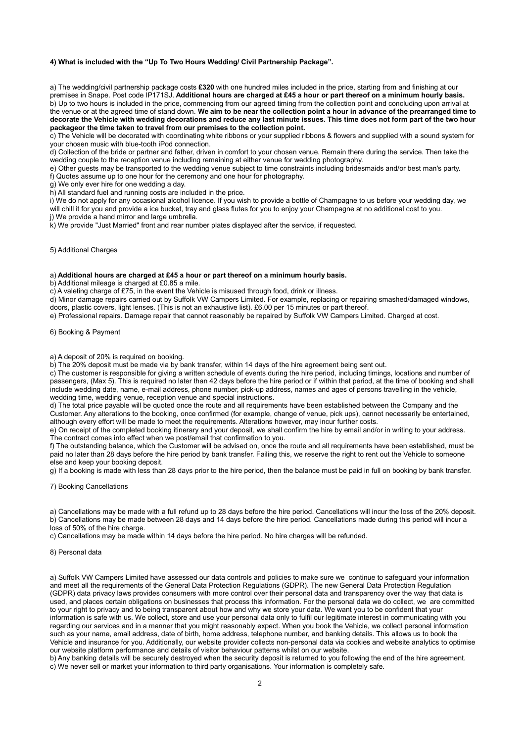**4) What is included with the "Up To Two Hours Wedding/ Civil Partnership Package".**

a) The wedding/civil partnership package costs **£320** with one hundred miles included in the price, starting from and finishing at our premises in Snape. Post code IP171SJ. **Additional hours are charged at £45 a hour or part thereof on a minimum hourly basis.**
b) Up to two hours is included in the price, commencing from our agreed timing from the collection point and concluding upon arrival at the venue or at the agreed time of stand down. **We aim to be near the collection point a hour in advance of the prearranged time to decorate the Vehicle with wedding decorations and reduce any last minute issues. This time does not form part of the two hour packageor the time taken to travel from our premises to the collection point.**
c) The Vehicle will be decorated with coordinating white ribbons or your supplied ribbons & flowers and supplied with a sound system for your chosen music with blue-tooth iPod connection.
d) Collection of the bride or partner and father, driven in comfort to your chosen venue. Remain there during the service. Then take the wedding couple to the reception venue including remaining at either venue for wedding photography.
e) Other guests may be transported to the wedding venue subject to time constraints including bridesmaids and/or best man's party.
f) Quotes assume up to one hour for the ceremony and one hour for photography.
g) We only ever hire for one wedding a day.
h) All standard fuel and running costs are included in the price.
i) We do not apply for any occasional alcohol licence. If you wish to provide a bottle of Champagne to us before your wedding day, we will chill it for you and provide a ice bucket, tray and glass flutes for you to enjoy your Champagne at no additional cost to you.
j) We provide a hand mirror and large umbrella.
k) We provide "Just Married" front and rear number plates displayed after the service, if requested.

5) Additional Charges

a) **Additional hours are charged at £45 a hour or part thereof on a minimum hourly basis.**
b) Additional mileage is charged at £0.85 a mile.
c) A valeting charge of £75, in the event the Vehicle is misused through food, drink or illness.
d) Minor damage repairs carried out by Suffolk VW Campers Limited. For example, replacing or repairing smashed/damaged windows, doors, plastic covers, light lenses. (This is not an exhaustive list). £6.00 per 15 minutes or part thereof.
e) Professional repairs. Damage repair that cannot reasonably be repaired by Suffolk VW Campers Limited. Charged at cost.

6) Booking & Payment

a) A deposit of 20% is required on booking.
b) The 20% deposit must be made via by bank transfer, within 14 days of the hire agreement being sent out.
c) The customer is responsible for giving a written schedule of events during the hire period, including timings, locations and number of passengers, (Max 5). This is required no later than 42 days before the hire period or if within that period, at the time of booking and shall include wedding date, name, e-mail address, phone number, pick-up address, names and ages of persons travelling in the vehicle, wedding time, wedding venue, reception venue and special instructions.
d) The total price payable will be quoted once the route and all requirements have been established between the Company and the Customer. Any alterations to the booking, once confirmed (for example, change of venue, pick ups), cannot necessarily be entertained, although every effort will be made to meet the requirements. Alterations however, may incur further costs.
e) On receipt of the completed booking itinerary and your deposit, we shall confirm the hire by email and/or in writing to your address. The contract comes into effect when we post/email that confirmation to you.
f) The outstanding balance, which the Customer will be advised on, once the route and all requirements have been established, must be paid no later than 28 days before the hire period by bank transfer. Failing this, we reserve the right to rent out the Vehicle to someone else and keep your booking deposit.
g) If a booking is made with less than 28 days prior to the hire period, then the balance must be paid in full on booking by bank transfer.

7) Booking Cancellations

a) Cancellations may be made with a full refund up to 28 days before the hire period. Cancellations will incur the loss of the 20% deposit.
b) Cancellations may be made between 28 days and 14 days before the hire period. Cancellations made during this period will incur a loss of 50% of the hire charge.
c) Cancellations may be made within 14 days before the hire period. No hire charges will be refunded.

8) Personal data

a) Suffolk VW Campers Limited have assessed our data controls and policies to make sure we continue to safeguard your information and meet all the requirements of the General Data Protection Regulations (GDPR). The new General Data Protection Regulation (GDPR) data privacy laws provides consumers with more control over their personal data and transparency over the way that data is used, and places certain obligations on businesses that process this information. For the personal data we do collect, we are committed to your right to privacy and to being transparent about how and why we store your data. We want you to be confident that your information is safe with us. We collect, store and use your personal data only to fulfil our legitimate interest in communicating with you regarding our services and in a manner that you might reasonably expect. When you book the Vehicle, we collect personal information such as your name, email address, date of birth, home address, telephone number, and banking details. This allows us to book the Vehicle and insurance for you. Additionally, our website provider collects non-personal data via cookies and website analytics to optimise our website platform performance and details of visitor behaviour patterns whilst on our website.
b) Any banking details will be securely destroyed when the security deposit is returned to you following the end of the hire agreement.
c) We never sell or market your information to third party organisations. Your information is completely safe.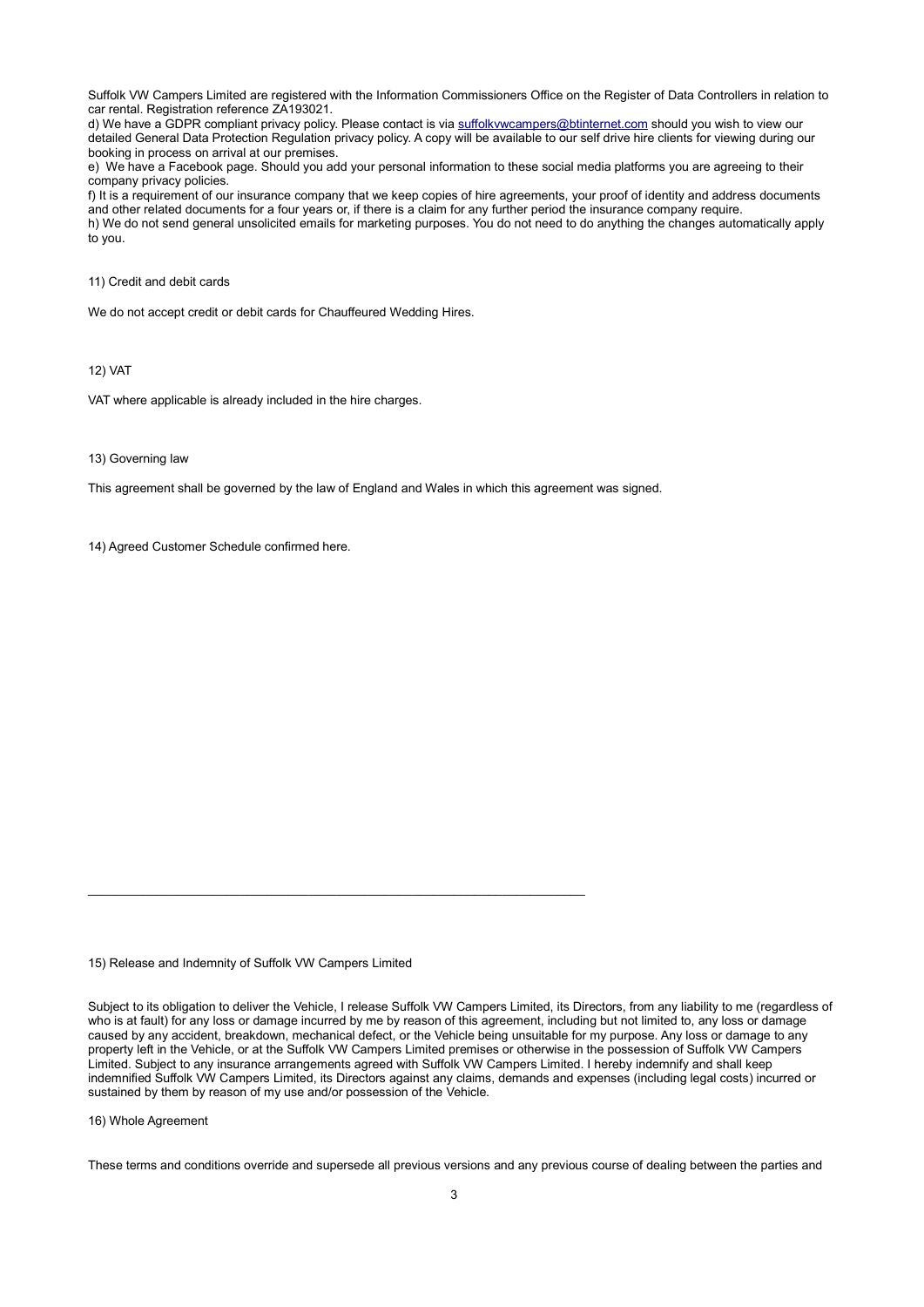Suffolk VW Campers Limited are registered with the Information Commissioners Office on the Register of Data Controllers in relation to car rental. Registration reference ZA193021.

d) We have a GDPR compliant privacy policy. Please contact is via suffolkvwcampers@btinternet.com should you wish to view our detailed General Data Protection Regulation privacy policy. A copy will be available to our self drive hire clients for viewing during our booking in process on arrival at our premises.

e) We have a Facebook page. Should you add your personal information to these social media platforms you are agreeing to their company privacy policies.

f) It is a requirement of our insurance company that we keep copies of hire agreements, your proof of identity and address documents and other related documents for a four years or, if there is a claim for any further period the insurance company require.

h) We do not send general unsolicited emails for marketing purposes. You do not need to do anything the changes automatically apply to you.

11) Credit and debit cards

We do not accept credit or debit cards for Chauffeured Wedding Hires.

12) VAT

VAT where applicable is already included in the hire charges.

13) Governing law

This agreement shall be governed by the law of England and Wales in which this agreement was signed.

14) Agreed Customer Schedule confirmed here.

\_\_\_\_\_\_\_\_\_\_\_\_\_\_\_\_\_\_\_\_\_\_\_\_\_\_\_\_\_\_\_\_\_\_\_\_\_\_\_\_\_\_\_\_\_\_\_\_\_\_\_\_\_\_\_\_\_\_\_\_\_\_\_\_\_\_\_\_\_\_

15) Release and Indemnity of Suffolk VW Campers Limited

Subject to its obligation to deliver the Vehicle, I release Suffolk VW Campers Limited, its Directors, from any liability to me (regardless of who is at fault) for any loss or damage incurred by me by reason of this agreement, including but not limited to, any loss or damage caused by any accident, breakdown, mechanical defect, or the Vehicle being unsuitable for my purpose. Any loss or damage to any property left in the Vehicle, or at the Suffolk VW Campers Limited premises or otherwise in the possession of Suffolk VW Campers Limited. Subject to any insurance arrangements agreed with Suffolk VW Campers Limited. I hereby indemnify and shall keep indemnified Suffolk VW Campers Limited, its Directors against any claims, demands and expenses (including legal costs) incurred or sustained by them by reason of my use and/or possession of the Vehicle.

16) Whole Agreement

These terms and conditions override and supersede all previous versions and any previous course of dealing between the parties and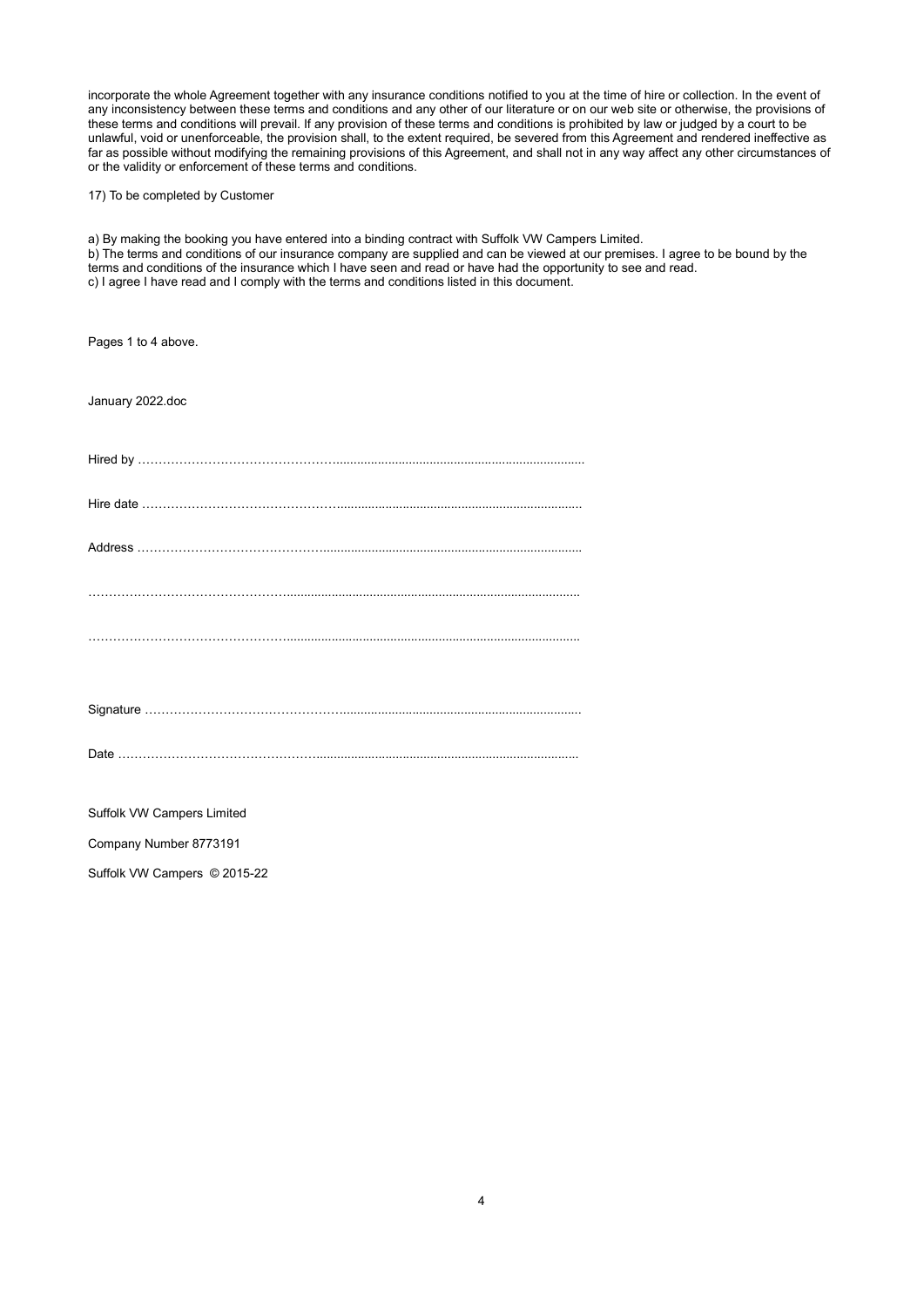incorporate the whole Agreement together with any insurance conditions notified to you at the time of hire or collection. In the event of any inconsistency between these terms and conditions and any other of our literature or on our web site or otherwise, the provisions of these terms and conditions will prevail. If any provision of these terms and conditions is prohibited by law or judged by a court to be unlawful, void or unenforceable, the provision shall, to the extent required, be severed from this Agreement and rendered ineffective as far as possible without modifying the remaining provisions of this Agreement, and shall not in any way affect any other circumstances of or the validity or enforcement of these terms and conditions.

17) To be completed by Customer

a) By making the booking you have entered into a binding contract with Suffolk VW Campers Limited.
b) The terms and conditions of our insurance company are supplied and can be viewed at our premises. I agree to be bound by the terms and conditions of the insurance which I have seen and read or have had the opportunity to see and read.
c) I agree I have read and I comply with the terms and conditions listed in this document.

Pages 1 to 4 above.

January 2022.doc

Hired by ……………………………………………………………………………………………

Hire date ……………………………………………………………………………………………

Address ……………………………………………………………………………………………

……………………………………………………………………………………………………

……………………………………………………………………………………………………

Signature ……………………………………………………………………………………………

Date ………………………………………………………………………………………………

Suffolk VW Campers Limited

Company Number 8773191

Suffolk VW Campers © 2015-22